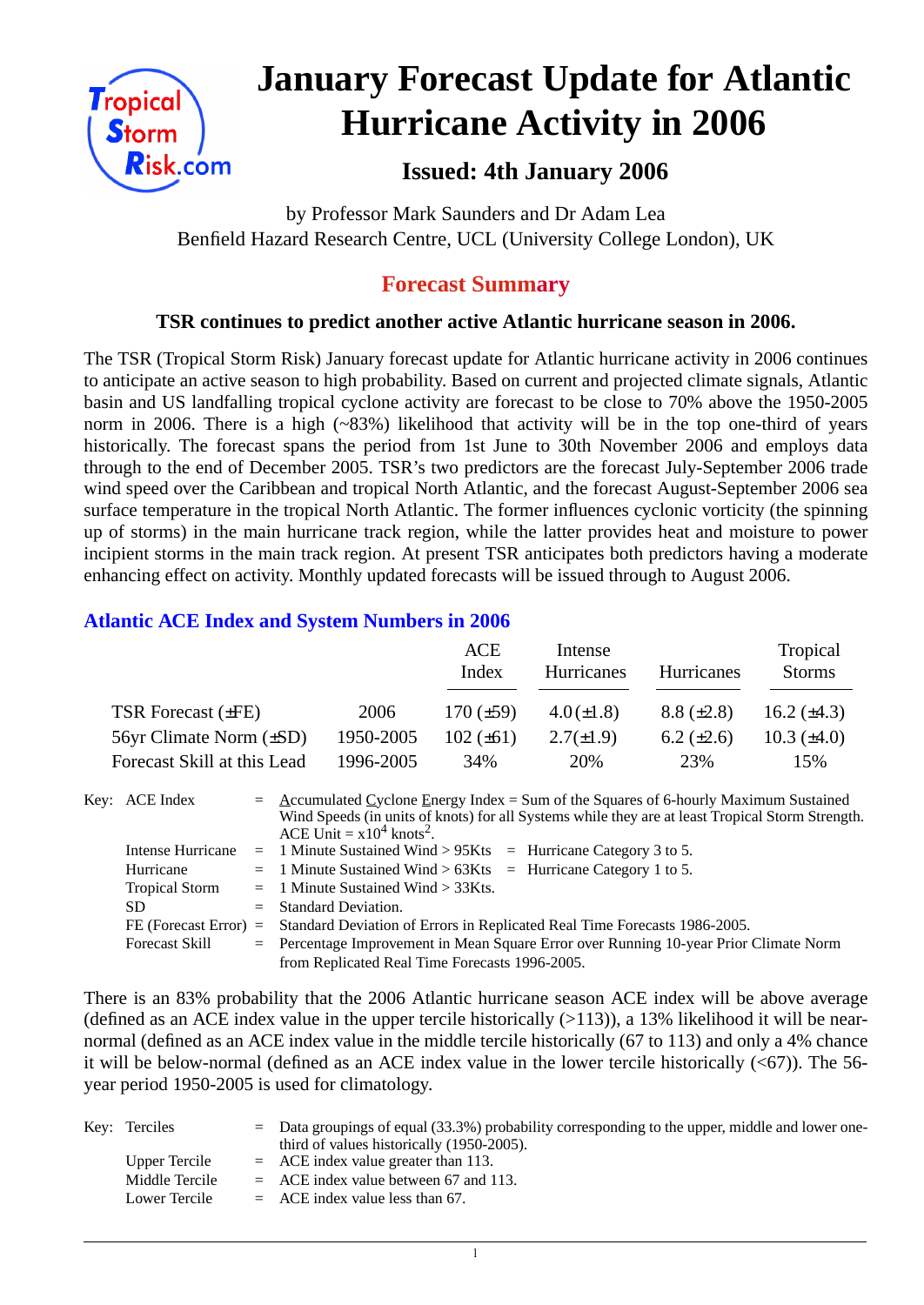# January Forecast Update for Atlantic Hurricane Activity in 2006

## Issued: 4th January 2006

by Professor Mark Saunders and Dr Adam Lea
Benfield Hazard Research Centre, UCL (University College London), UK

## Forecast Summary

**TSR continues to predict another active Atlantic hurricane season in 2006.**

The TSR (Tropical Storm Risk) January forecast update for Atlantic hurricane activity in 2006 continues to anticipate an active season to high probability. Based on current and projected climate signals, Atlantic basin and US landfalling tropical cyclone activity are forecast to be close to 70% above the 1950-2005 norm in 2006. There is a high (~83%) likelihood that activity will be in the top one-third of years historically. The forecast spans the period from 1st June to 30th November 2006 and employs data through to the end of December 2005. TSR's two predictors are the forecast July-September 2006 trade wind speed over the Caribbean and tropical North Atlantic, and the forecast August-September 2006 sea surface temperature in the tropical North Atlantic. The former influences cyclonic vorticity (the spinning up of storms) in the main hurricane track region, while the latter provides heat and moisture to power incipient storms in the main track region. At present TSR anticipates both predictors having a moderate enhancing effect on activity. Monthly updated forecasts will be issued through to August 2006.

### Atlantic ACE Index and System Numbers in 2006

| | | ACE Index | Intense Hurricanes | Hurricanes | Tropical Storms |
|---|---|---|---|---|---|
| TSR Forecast (±FE) | 2006 | 170 (±59) | 4.0 (±1.8) | 8.8 (±2.8) | 16.2 (±4.3) |
| 56yr Climate Norm (±SD) | 1950-2005 | 102 (±61) | 2.7(±1.9) | 6.2 (±2.6) | 10.3 (±4.0) |
| Forecast Skill at this Lead | 1996-2005 | 34% | 20% | 23% | 15% |

Key:
- ACE Index = Accumulated Cyclone Energy Index = Sum of the Squares of 6-hourly Maximum Sustained Wind Speeds (in units of knots) for all Systems while they are at least Tropical Storm Strength. ACE Unit = $x10^4$ $knots^2$.
- Intense Hurricane = 1 Minute Sustained Wind > 95Kts = Hurricane Category 3 to 5.
- Hurricane = 1 Minute Sustained Wind > 63Kts = Hurricane Category 1 to 5.
- Tropical Storm = 1 Minute Sustained Wind > 33Kts.
- SD = Standard Deviation.
- FE (Forecast Error) = Standard Deviation of Errors in Replicated Real Time Forecasts 1986-2005.
- Forecast Skill = Percentage Improvement in Mean Square Error over Running 10-year Prior Climate Norm from Replicated Real Time Forecasts 1996-2005.

There is an 83% probability that the 2006 Atlantic hurricane season ACE index will be above average (defined as an ACE index value in the upper tercile historically (>113)), a 13% likelihood it will be near-normal (defined as an ACE index value in the middle tercile historically (67 to 113) and only a 4% chance it will be below-normal (defined as an ACE index value in the lower tercile historically (<67)). The 56-year period 1950-2005 is used for climatology.

Key:
- Terciles = Data groupings of equal (33.3%) probability corresponding to the upper, middle and lower one-third of values historically (1950-2005).
- Upper Tercile = ACE index value greater than 113.
- Middle Tercile = ACE index value between 67 and 113.
- Lower Tercile = ACE index value less than 67.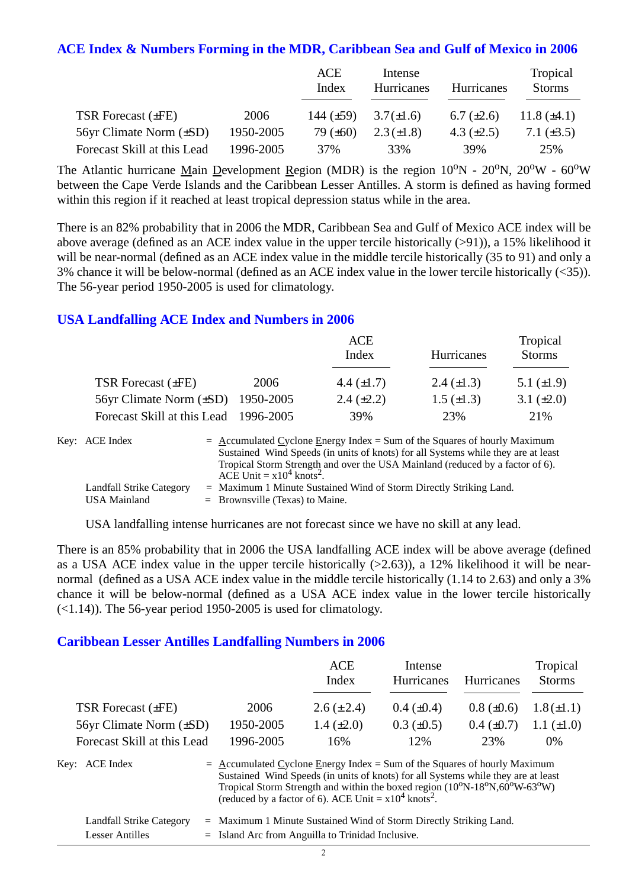## ACE Index & Numbers Forming in the MDR, Caribbean Sea and Gulf of Mexico in 2006

| | | ACE Index | Intense Hurricanes | Hurricanes | Tropical Storms |
|---|---|---|---|---|---|
| TSR Forecast (±FE) | 2006 | 144 (±59) | 3.7(±1.6) | 6.7 (±2.6) | 11.8 (±4.1) |
| 56yr Climate Norm (±SD) | 1950-2005 | 79 (±60) | 2.3(±1.8) | 4.3 (±2.5) | 7.1 (±3.5) |
| Forecast Skill at this Lead | 1996-2005 | 37% | 33% | 39% | 25% |

The Atlantic hurricane Main Development Region (MDR) is the region 10°N - 20°N, 20°W - 60°W between the Cape Verde Islands and the Caribbean Lesser Antilles. A storm is defined as having formed within this region if it reached at least tropical depression status while in the area.

There is an 82% probability that in 2006 the MDR, Caribbean Sea and Gulf of Mexico ACE index will be above average (defined as an ACE index value in the upper tercile historically (>91)), a 15% likelihood it will be near-normal (defined as an ACE index value in the middle tercile historically (35 to 91) and only a 3% chance it will be below-normal (defined as an ACE index value in the lower tercile historically (<35)). The 56-year period 1950-2005 is used for climatology.

## USA Landfalling ACE Index and Numbers in 2006

| | | ACE Index | Hurricanes | Tropical Storms |
|---|---|---|---|---|
| TSR Forecast (±FE) | 2006 | 4.4 (±1.7) | 2.4 (±1.3) | 5.1 (±1.9) |
| 56yr Climate Norm (±SD) | 1950-2005 | 2.4 (±2.2) | 1.5 (±1.3) | 3.1 (±2.0) |
| Forecast Skill at this Lead | 1996-2005 | 39% | 23% | 21% |

Key: ACE Index = Accumulated Cyclone Energy Index = Sum of the Squares of hourly Maximum Sustained Wind Speeds (in units of knots) for all Systems while they are at least Tropical Storm Strength and over the USA Mainland (reduced by a factor of 6). ACE Unit = $x10^4$ knots$^2$.

Landfall Strike Category = Maximum 1 Minute Sustained Wind of Storm Directly Striking Land.

USA Mainland = Brownsville (Texas) to Maine.

USA landfalling intense hurricanes are not forecast since we have no skill at any lead.

There is an 85% probability that in 2006 the USA landfalling ACE index will be above average (defined as a USA ACE index value in the upper tercile historically (>2.63)), a 12% likelihood it will be near-normal (defined as a USA ACE index value in the middle tercile historically (1.14 to 2.63) and only a 3% chance it will be below-normal (defined as a USA ACE index value in the lower tercile historically (<1.14)). The 56-year period 1950-2005 is used for climatology.

## Caribbean Lesser Antilles Landfalling Numbers in 2006

| | | ACE Index | Intense Hurricanes | Hurricanes | Tropical Storms |
|---|---|---|---|---|---|
| TSR Forecast (±FE) | 2006 | 2.6 (±2.4) | 0.4 (±0.4) | 0.8 (±0.6) | 1.8(±1.1) |
| 56yr Climate Norm (±SD) | 1950-2005 | 1.4 (±2.0) | 0.3 (±0.5) | 0.4 (±0.7) | 1.1 (±1.0) |
| Forecast Skill at this Lead | 1996-2005 | 16% | 12% | 23% | 0% |

Key: ACE Index = Accumulated Cyclone Energy Index = Sum of the Squares of hourly Maximum Sustained Wind Speeds (in units of knots) for all Systems while they are at least Tropical Storm Strength and within the boxed region (10°N-18°N,60°W-63°W) (reduced by a factor of 6). ACE Unit = $x10^4$ knots$^2$.

Landfall Strike Category = Maximum 1 Minute Sustained Wind of Storm Directly Striking Land.

Lesser Antilles = Island Arc from Anguilla to Trinidad Inclusive.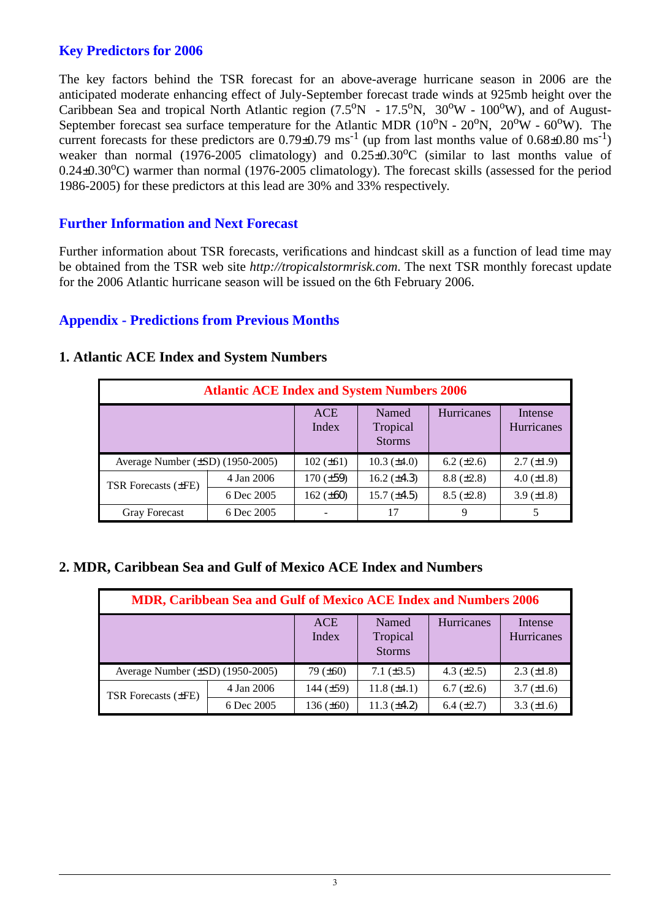## Key Predictors for 2006

The key factors behind the TSR forecast for an above-average hurricane season in 2006 are the anticipated moderate enhancing effect of July-September forecast trade winds at 925mb height over the Caribbean Sea and tropical North Atlantic region ($7.5^oN$ - $17.5^oN$, $30^oW$ - $100^oW$), and of August-September forecast sea surface temperature for the Atlantic MDR ($10^oN$ - $20^oN$, $20^oW$ - $60^oW$). The current forecasts for these predictors are $0.79\pm0.79$ $ms^{-1}$ (up from last months value of $0.68\pm0.80$ $ms^{-1}$) weaker than normal (1976-2005 climatology) and $0.25\pm0.30^oC$ (similar to last months value of $0.24\pm0.30^oC$) warmer than normal (1976-2005 climatology). The forecast skills (assessed for the period 1986-2005) for these predictors at this lead are 30% and 33% respectively.

## Further Information and Next Forecast

Further information about TSR forecasts, verifications and hindcast skill as a function of lead time may be obtained from the TSR web site *http://tropicalstormrisk.com*. The next TSR monthly forecast update for the 2006 Atlantic hurricane season will be issued on the 6th February 2006.

## Appendix - Predictions from Previous Months

### 1. Atlantic ACE Index and System Numbers

| Atlantic ACE Index and System Numbers 2006 | | | | | |
|---|---|---|---|---|---|
| | | ACE Index | Named Tropical Storms | Hurricanes | Intense Hurricanes |
| Average Number (±SD) (1950-2005) | | 102 (±61) | 10.3 (±4.0) | 6.2 (±2.6) | 2.7 (±1.9) |
| TSR Forecasts (±FE) | 4 Jan 2006 | 170 (±59) | 16.2 (±4.3) | 8.8 (±2.8) | 4.0 (±1.8) |
| | 6 Dec 2005 | 162 (±60) | 15.7 (±4.5) | 8.5 (±2.8) | 3.9 (±1.8) |
| Gray Forecast | 6 Dec 2005 | - | 17 | 9 | 5 |

### 2. MDR, Caribbean Sea and Gulf of Mexico ACE Index and Numbers

| MDR, Caribbean Sea and Gulf of Mexico ACE Index and Numbers 2006 | | | | | |
|---|---|---|---|---|---|
| | | ACE Index | Named Tropical Storms | Hurricanes | Intense Hurricanes |
| Average Number (±SD) (1950-2005) | | 79 (±60) | 7.1 (±3.5) | 4.3 (±2.5) | 2.3 (±1.8) |
| TSR Forecasts (±FE) | 4 Jan 2006 | 144 (±59) | 11.8 (±4.1) | 6.7 (±2.6) | 3.7 (±1.6) |
| | 6 Dec 2005 | 136 (±60) | 11.3 (±4.2) | 6.4 (±2.7) | 3.3 (±1.6) |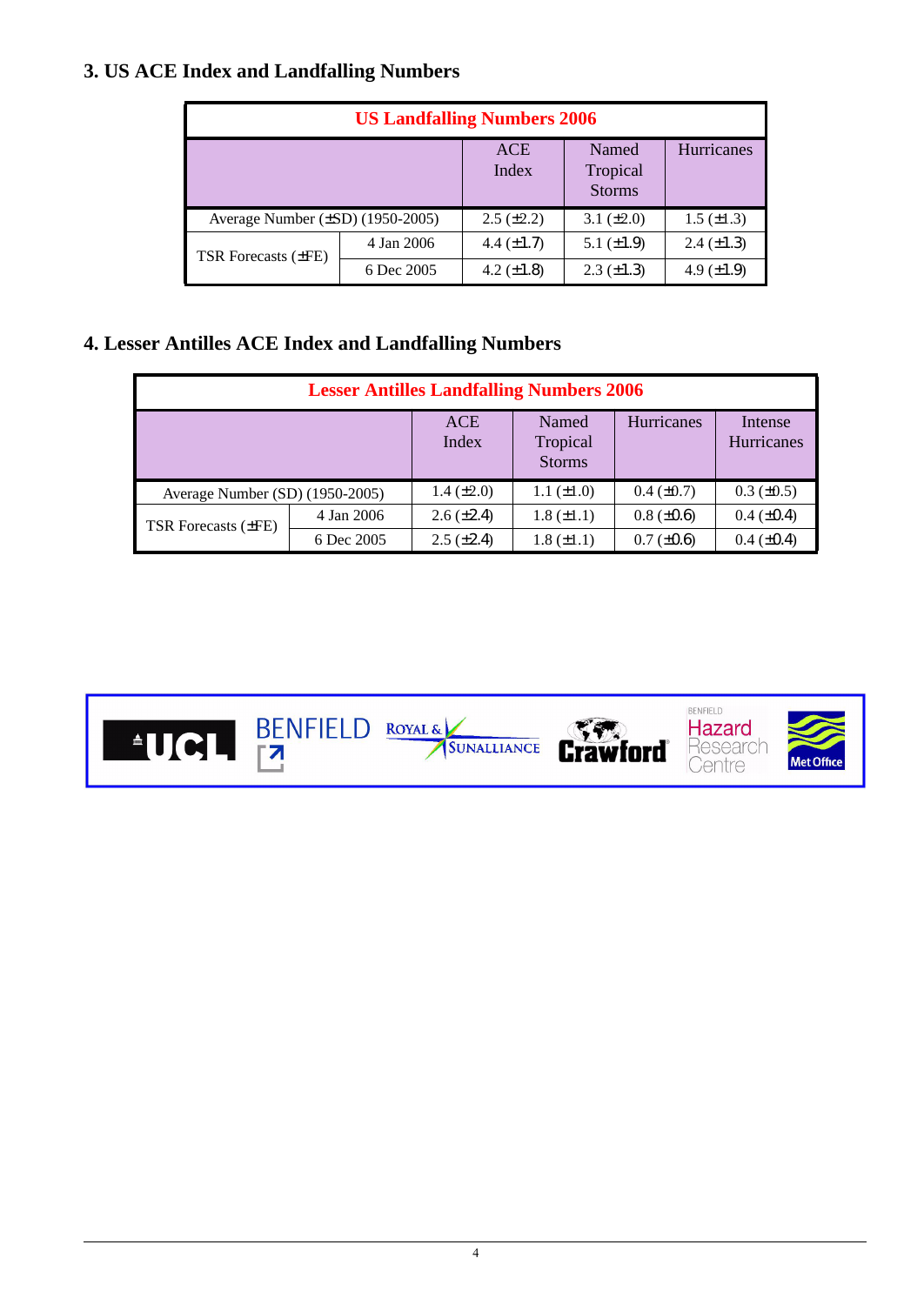## 3. US ACE Index and Landfalling Numbers

| US Landfalling Numbers 2006 | | | | |
|---|---|---|---|---|
| | | ACE Index | Named Tropical Storms | Hurricanes |
| Average Number (±SD) (1950-2005) | | 2.5 (±2.2) | 3.1 (±2.0) | 1.5 (±1.3) |
| TSR Forecasts (±FE) | 4 Jan 2006 | 4.4 (±1.7) | 5.1 (±1.9) | 2.4 (±1.3) |
| | 6 Dec 2005 | 4.2 (±1.8) | 2.3 (±1.3) | 4.9 (±1.9) |

## 4. Lesser Antilles ACE Index and Landfalling Numbers

| Lesser Antilles Landfalling Numbers 2006 | | | | | |
|---|---|---|---|---|---|
| | | ACE Index | Named Tropical Storms | Hurricanes | Intense Hurricanes |
| Average Number (SD) (1950-2005) | | 1.4 (±2.0) | 1.1 (±1.0) | 0.4 (±0.7) | 0.3 (±0.5) |
| TSR Forecasts (±FE) | 4 Jan 2006 | 2.6 (±2.4) | 1.8 (±1.1) | 0.8 (±0.6) | 0.4 (±0.4) |
| | 6 Dec 2005 | 2.5 (±2.4) | 1.8 (±1.1) | 0.7 (±0.6) | 0.4 (±0.4) |

UCL BENFIELD ROYAL & SUNALLIANCE Crawford BENFIELD Hazard Research Centre Met Office